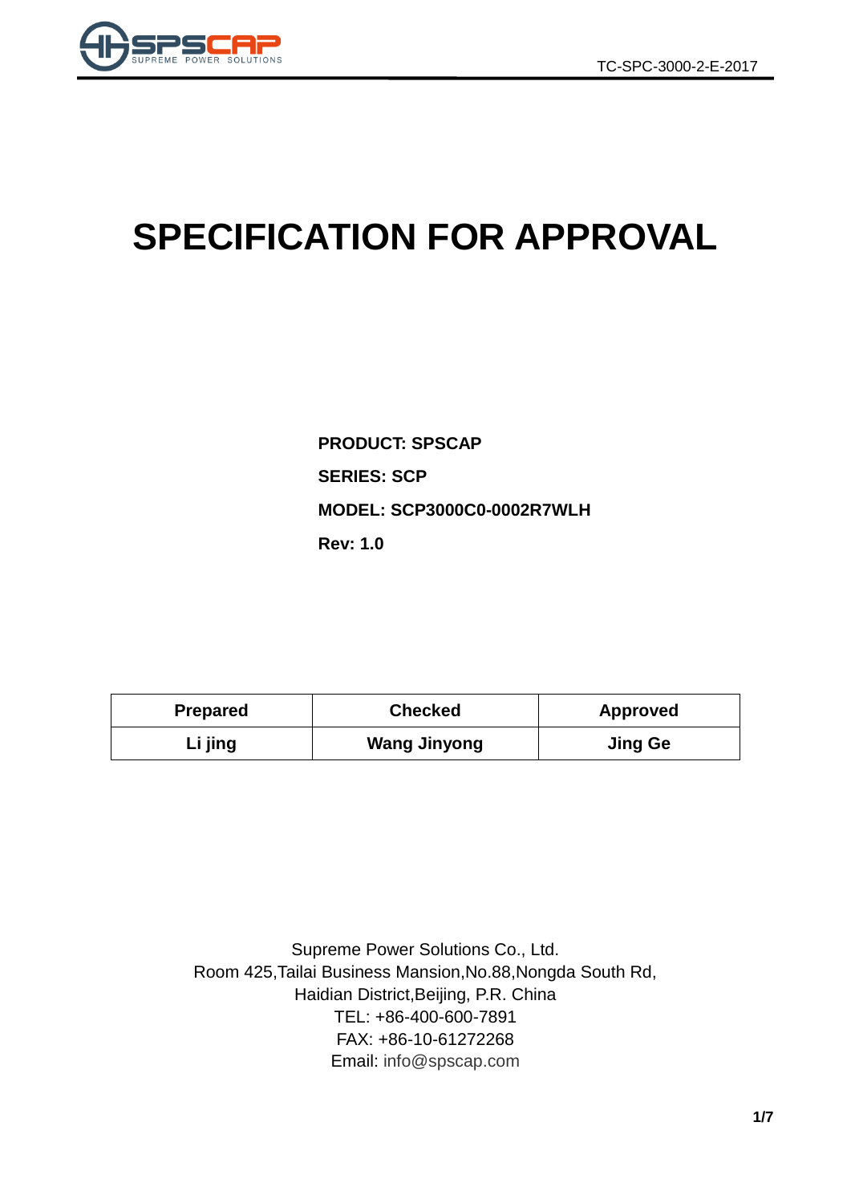# SPECIFICATION FOR APPROVAL

**PRODUCT: SPSCAP**

**SERIES: SCP**

**MODEL: SCP3000C0-0002R7WLH**

**Rev: 1.0**

| Prepared | Checked | Approved |
|---|---|---|
| Li jing | Wang Jinyong | Jing Ge |

Supreme Power Solutions Co., Ltd.
Room 425,Tailai Business Mansion,No.88,Nongda South Rd,
Haidian District,Beijing, P.R. China
TEL: +86-400-600-7891
FAX: +86-10-61272268
Email: info@spscap.com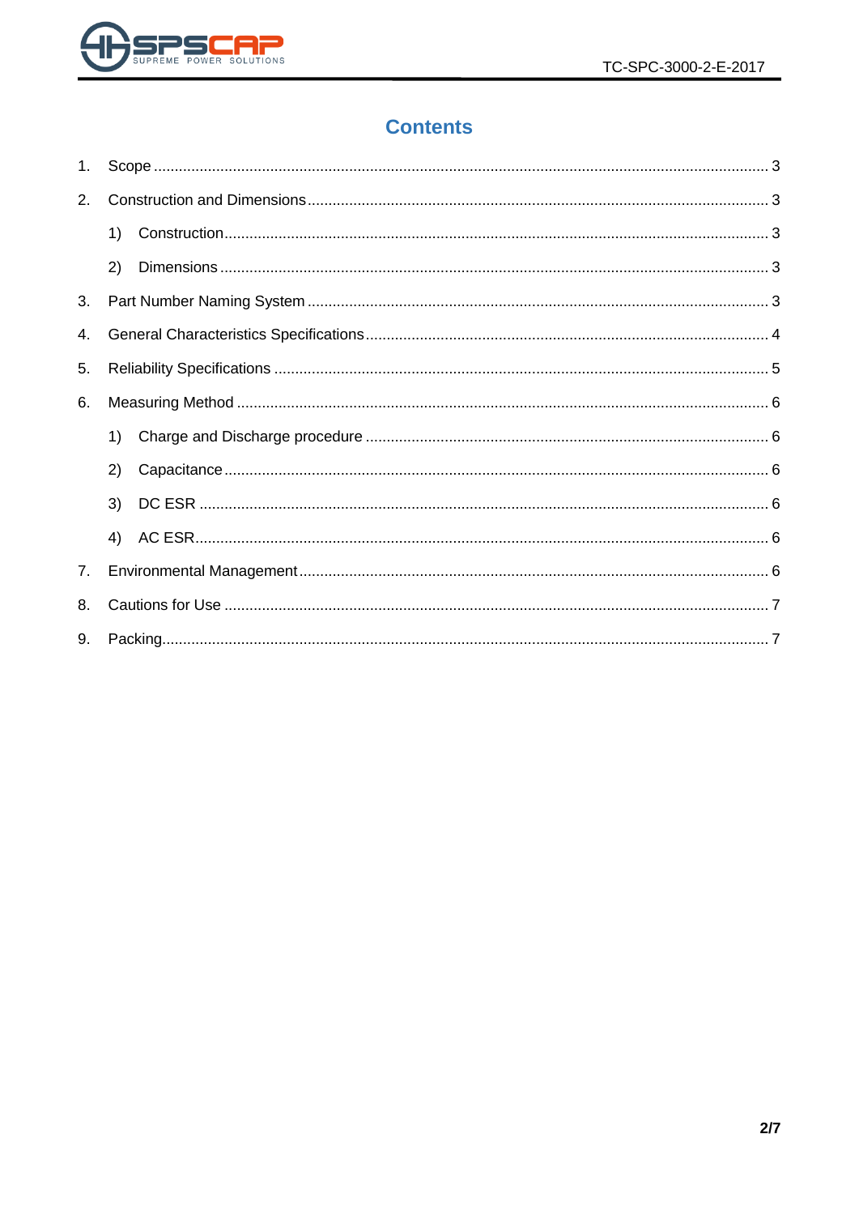# Contents

1. Scope ........................................................................................................................................ 3
2. Construction and Dimensions .................................................................................................. 3
    1) Construction ......................................................................................................................... 3
    2) Dimensions .......................................................................................................................... 3
3. Part Number Naming System .................................................................................................. 3
4. General Characteristics Specifications .................................................................................... 4
5. Reliability Specifications .......................................................................................................... 5
6. Measuring Method ................................................................................................................... 6
    1) Charge and Discharge procedure ......................................................................................... 6
    2) Capacitance .......................................................................................................................... 6
    3) DC ESR ................................................................................................................................ 6
    4) AC ESR ................................................................................................................................. 6
7. Environmental Management .................................................................................................... 6
8. Cautions for Use ...................................................................................................................... 7
9. Packing .................................................................................................................................... 7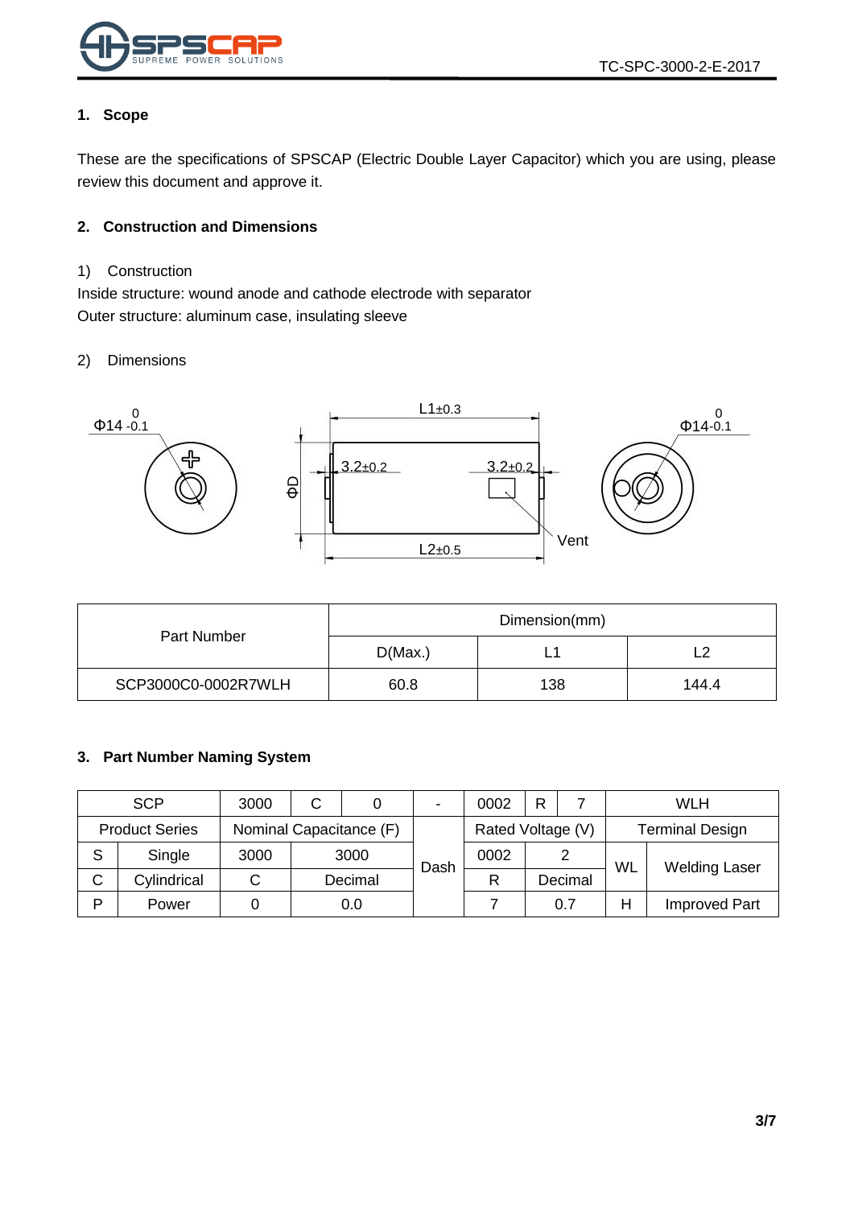## 1. Scope

These are the specifications of SPSCAP (Electric Double Layer Capacitor) which you are using, please review this document and approve it.

## 2. Construction and Dimensions

1) Construction

Inside structure: wound anode and cathode electrode with separator

Outer structure: aluminum case, insulating sleeve

2) Dimensions

| Part Number | Dimension(mm) | | |
|---|---|---|---|
| | D(Max.) | L1 | L2 |
| SCP3000C0-0002R7WLH | 60.8 | 138 | 144.4 |

## 3. Part Number Naming System

| SCP | | 3000 | C | 0 | - | 0002 | R | 7 | WLH | |
|---|---|---|---|---|---|---|---|---|---|---|
| Product Series | | Nominal Capacitance (F) | | | Dash | Rated Voltage (V) | | | Terminal Design | |
| S | Single | 3000 | 3000 | | | 0002 | 2 | | WL | Welding Laser |
| C | Cylindrical | C | Decimal | | | R | Decimal | | | |
| P | Power | 0 | 0.0 | | | 7 | 0.7 | | H | Improved Part |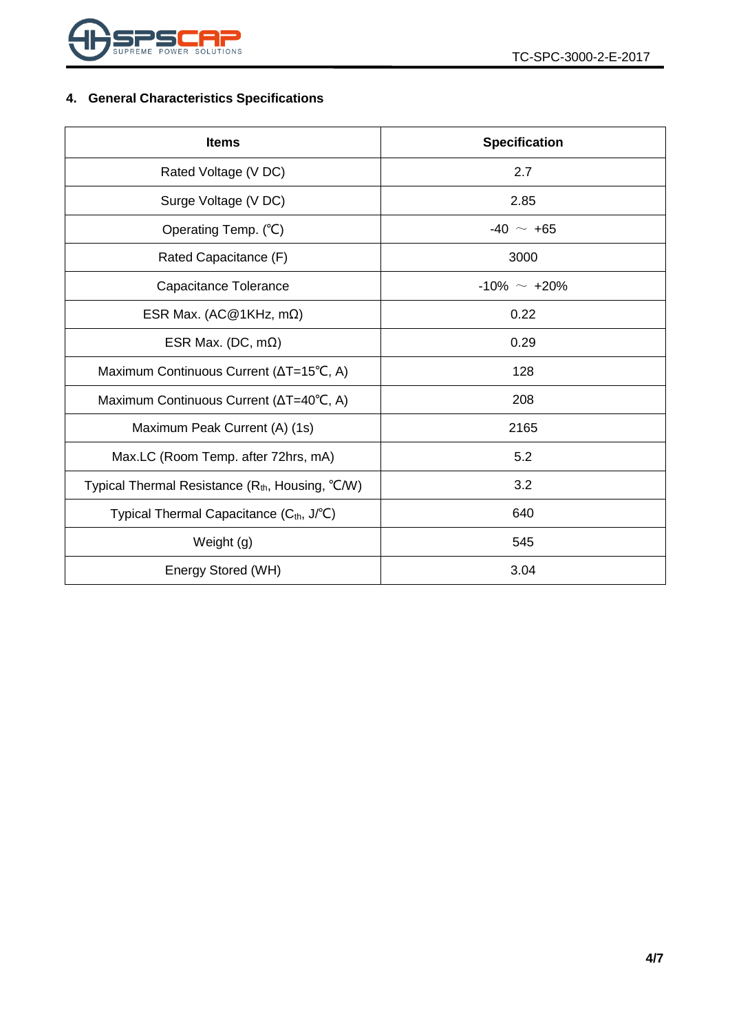## 4. General Characteristics Specifications

| Items | Specification |
|---|---|
| Rated Voltage (V DC) | 2.7 |
| Surge Voltage (V DC) | 2.85 |
| Operating Temp. (℃) | -40 ～ +65 |
| Rated Capacitance (F) | 3000 |
| Capacitance Tolerance | -10% ～ +20% |
| ESR Max. (AC@1KHz, mΩ) | 0.22 |
| ESR Max. (DC, mΩ) | 0.29 |
| Maximum Continuous Current (ΔT=15℃, A) | 128 |
| Maximum Continuous Current (ΔT=40℃, A) | 208 |
| Maximum Peak Current (A) (1s) | 2165 |
| Max.LC (Room Temp. after 72hrs, mA) | 5.2 |
| Typical Thermal Resistance ($R_{th}$, Housing, ℃/W) | 3.2 |
| Typical Thermal Capacitance ($C_{th}$, J/℃) | 640 |
| Weight (g) | 545 |
| Energy Stored (WH) | 3.04 |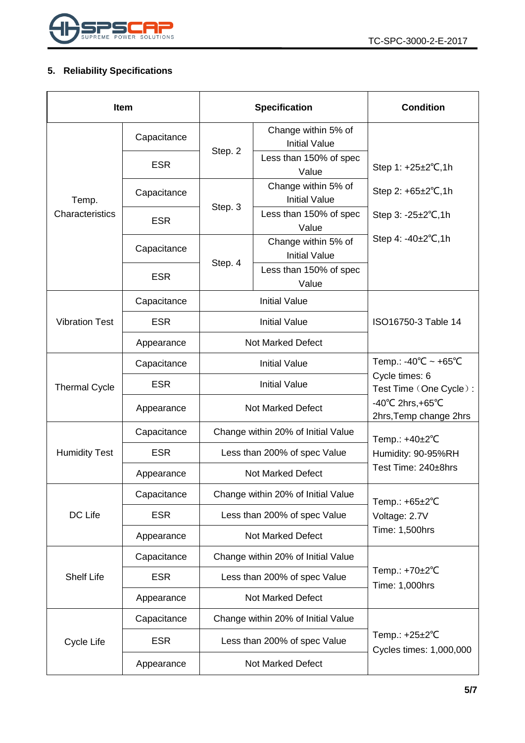## 5. Reliability Specifications

| Item | | Specification | | Condition |
|---|---|---|---|---|
| Temp. Characteristics | Capacitance | Step. 2 | Change within 5% of Initial Value | Step 1: +25±2℃,1h<br>Step 2: +65±2℃,1h<br>Step 3: -25±2℃,1h<br>Step 4: -40±2℃,1h |
| | ESR | | Less than 150% of spec Value | |
| | Capacitance | Step. 3 | Change within 5% of Initial Value | |
| | ESR | | Less than 150% of spec Value | |
| | Capacitance | Step. 4 | Change within 5% of Initial Value | |
| | ESR | | Less than 150% of spec Value | |
| Vibration Test | Capacitance | Initial Value | | ISO16750-3 Table 14 |
| | ESR | Initial Value | | |
| | Appearance | Not Marked Defect | | |
| Thermal Cycle | Capacitance | Initial Value | | Temp.: -40℃ ~ +65℃<br>Cycle times: 6<br>Test Time（One Cycle）:<br>-40℃ 2hrs,+65℃ 2hrs,Temp change 2hrs |
| | ESR | Initial Value | | |
| | Appearance | Not Marked Defect | | |
| Humidity Test | Capacitance | Change within 20% of Initial Value | | Temp.: +40±2℃<br>Humidity: 90-95%RH<br>Test Time: 240±8hrs |
| | ESR | Less than 200% of spec Value | | |
| | Appearance | Not Marked Defect | | |
| DC Life | Capacitance | Change within 20% of Initial Value | | Temp.: +65±2℃<br>Voltage: 2.7V<br>Time: 1,500hrs |
| | ESR | Less than 200% of spec Value | | |
| | Appearance | Not Marked Defect | | |
| Shelf Life | Capacitance | Change within 20% of Initial Value | | Temp.: +70±2℃<br>Time: 1,000hrs |
| | ESR | Less than 200% of spec Value | | |
| | Appearance | Not Marked Defect | | |
| Cycle Life | Capacitance | Change within 20% of Initial Value | | Temp.: +25±2℃<br>Cycles times: 1,000,000 |
| | ESR | Less than 200% of spec Value | | |
| | Appearance | Not Marked Defect | | |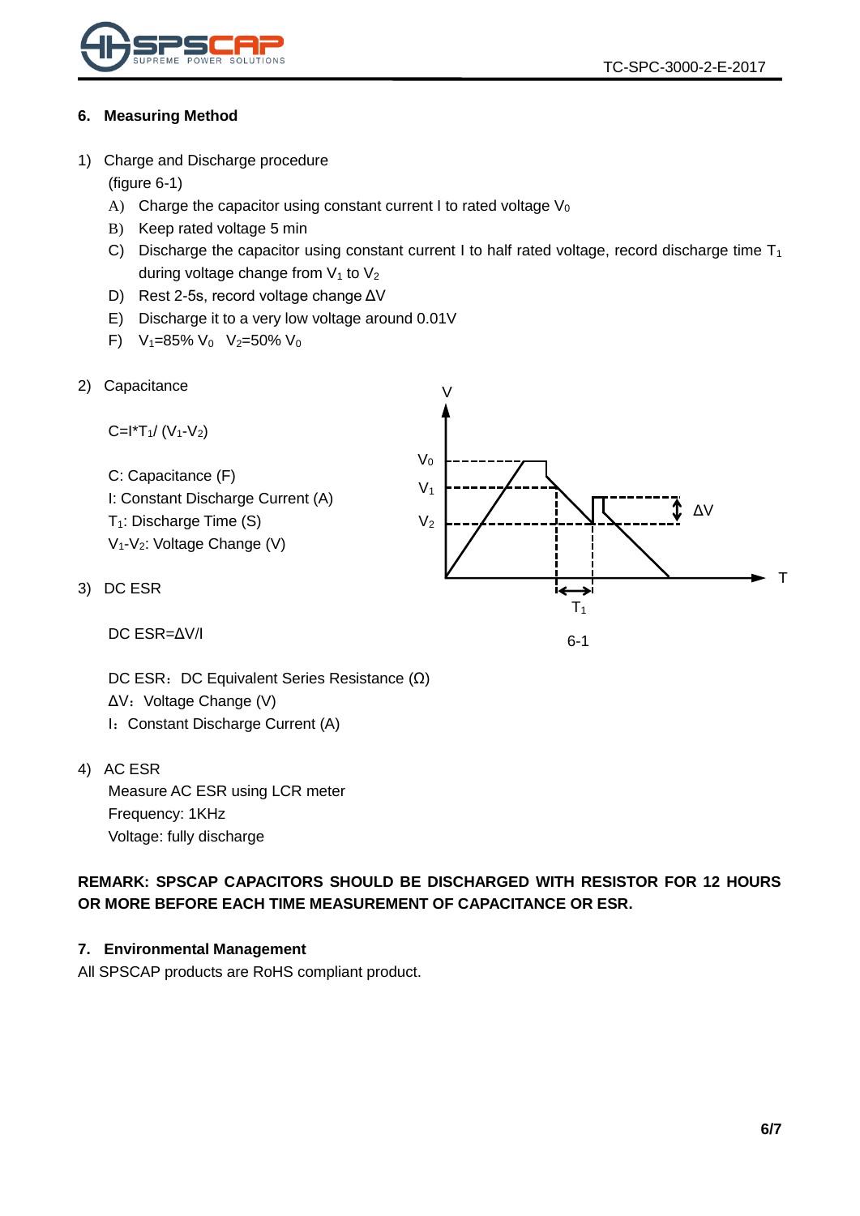## 6. Measuring Method

1) Charge and Discharge procedure

   (figure 6-1)

   A) Charge the capacitor using constant current I to rated voltage $V_0$
   
   B) Keep rated voltage 5 min
   
   C) Discharge the capacitor using constant current I to half rated voltage, record discharge time $T_1$ during voltage change from $V_1$ to $V_2$
   
   D) Rest 2-5s, record voltage change ΔV
   
   E) Discharge it to a very low voltage around 0.01V
   
   F) $V_1$=85% $V_0$ $V_2$=50% $V_0$

2) Capacitance

   $C=I*T_1/(V_1-V_2)$

   C: Capacitance (F)
   
   I: Constant Discharge Current (A)
   
   $T_1$: Discharge Time (S)
   
   $V_1$-$V_2$: Voltage Change (V)

6-1

3) DC ESR

   DC ESR=ΔV/I

   DC ESR：DC Equivalent Series Resistance (Ω)
   
   ΔV：Voltage Change (V)
   
   I：Constant Discharge Current (A)

4) AC ESR

   Measure AC ESR using LCR meter
   
   Frequency: 1KHz
   
   Voltage: fully discharge

**REMARK: SPSCAP CAPACITORS SHOULD BE DISCHARGED WITH RESISTOR FOR 12 HOURS OR MORE BEFORE EACH TIME MEASUREMENT OF CAPACITANCE OR ESR.**

## 7. Environmental Management

All SPSCAP products are RoHS compliant product.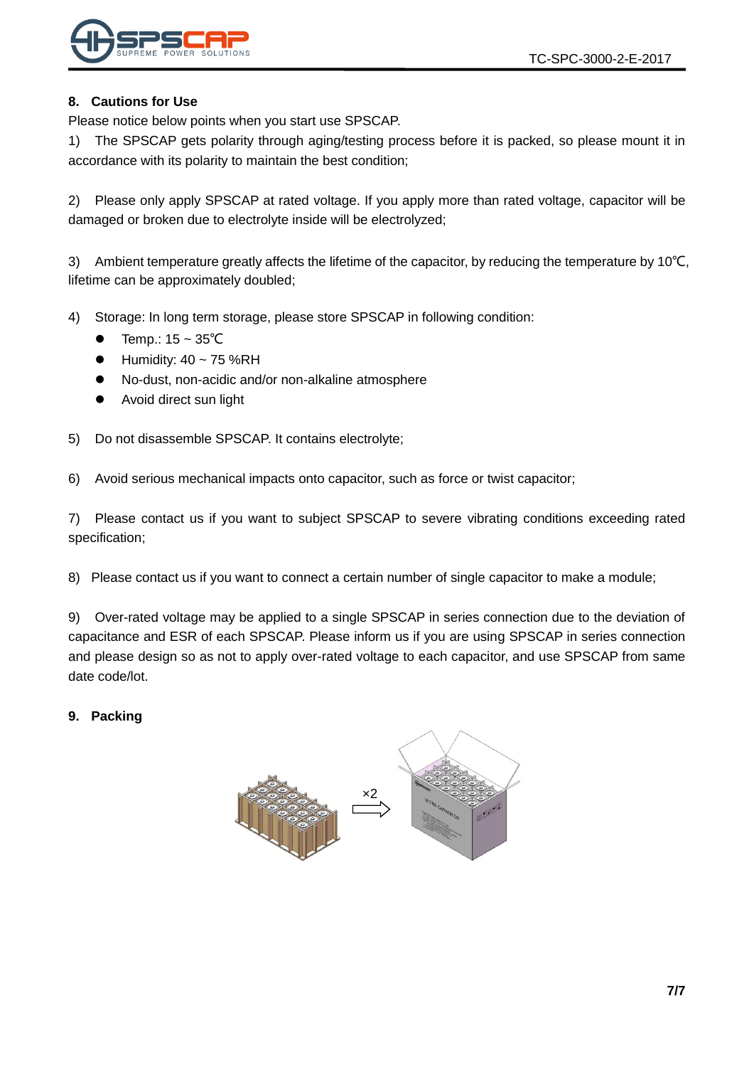## 8. Cautions for Use

Please notice below points when you start use SPSCAP.

1) The SPSCAP gets polarity through aging/testing process before it is packed, so please mount it in accordance with its polarity to maintain the best condition;

2) Please only apply SPSCAP at rated voltage. If you apply more than rated voltage, capacitor will be damaged or broken due to electrolyte inside will be electrolyzed;

3) Ambient temperature greatly affects the lifetime of the capacitor, by reducing the temperature by 10℃, lifetime can be approximately doubled;

4) Storage: In long term storage, please store SPSCAP in following condition:

- Temp.: 15 ~ 35℃
- Humidity: 40 ~ 75 %RH
- No-dust, non-acidic and/or non-alkaline atmosphere
- Avoid direct sun light

5) Do not disassemble SPSCAP. It contains electrolyte;

6) Avoid serious mechanical impacts onto capacitor, such as force or twist capacitor;

7) Please contact us if you want to subject SPSCAP to severe vibrating conditions exceeding rated specification;

8) Please contact us if you want to connect a certain number of single capacitor to make a module;

9) Over-rated voltage may be applied to a single SPSCAP in series connection due to the deviation of capacitance and ESR of each SPSCAP. Please inform us if you are using SPSCAP in series connection and please design so as not to apply over-rated voltage to each capacitor, and use SPSCAP from same date code/lot.

## 9. Packing

×2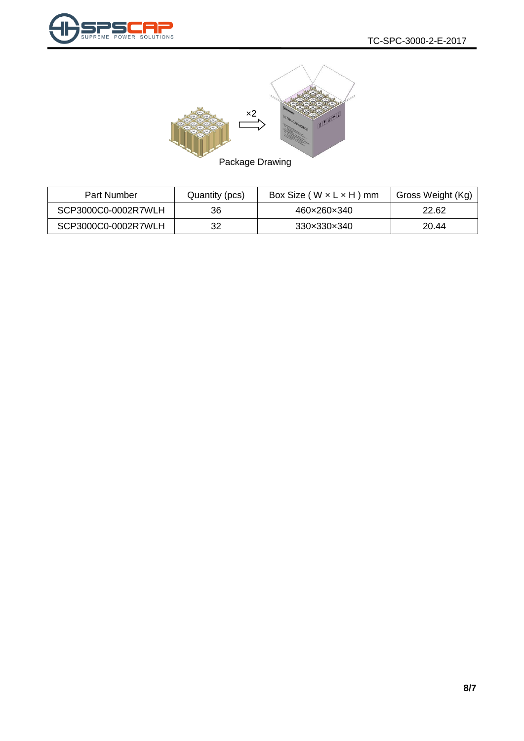×2

Package Drawing

| Part Number | Quantity (pcs) | Box Size ( W × L × H ) mm | Gross Weight (Kg) |
|---|---|---|---|
| SCP3000C0-0002R7WLH | 36 | 460×260×340 | 22.62 |
| SCP3000C0-0002R7WLH | 32 | 330×330×340 | 20.44 |